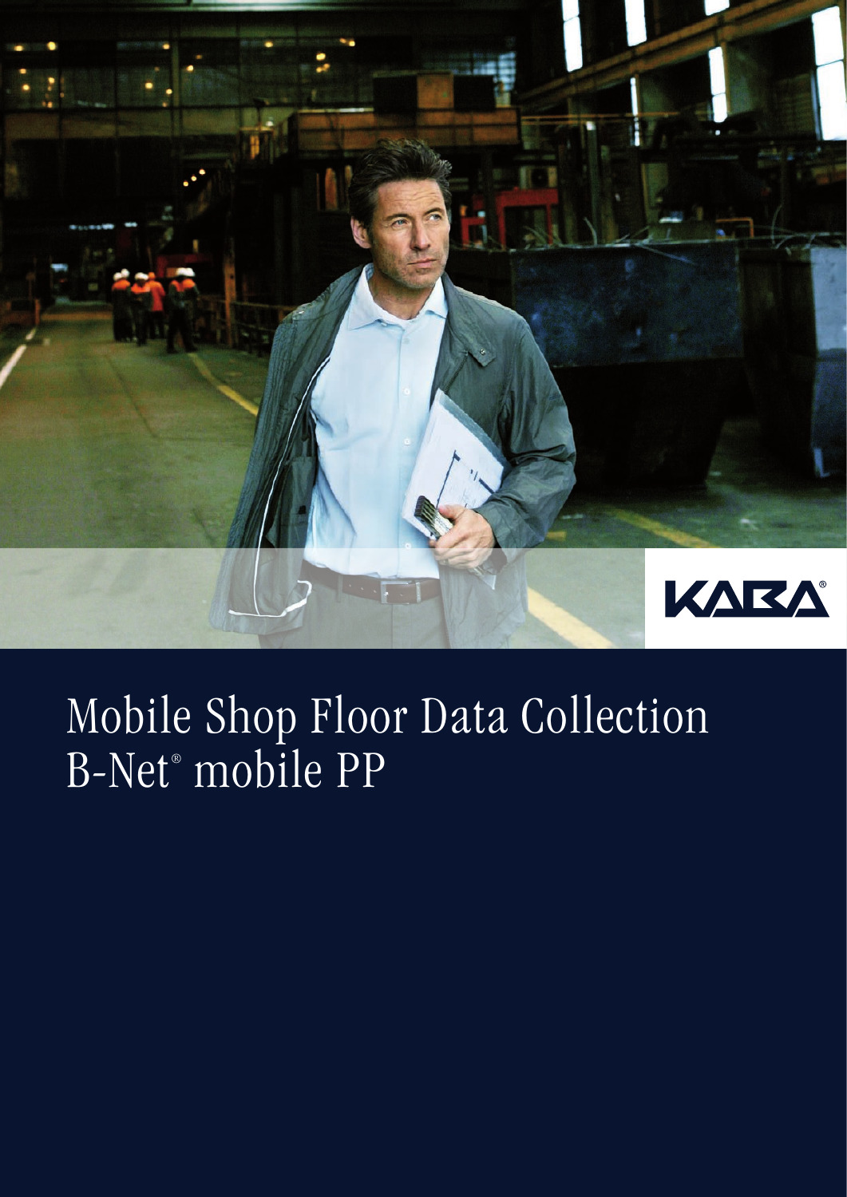KABA®

# Mobile Shop Floor Data Collection B-Net® mobile PP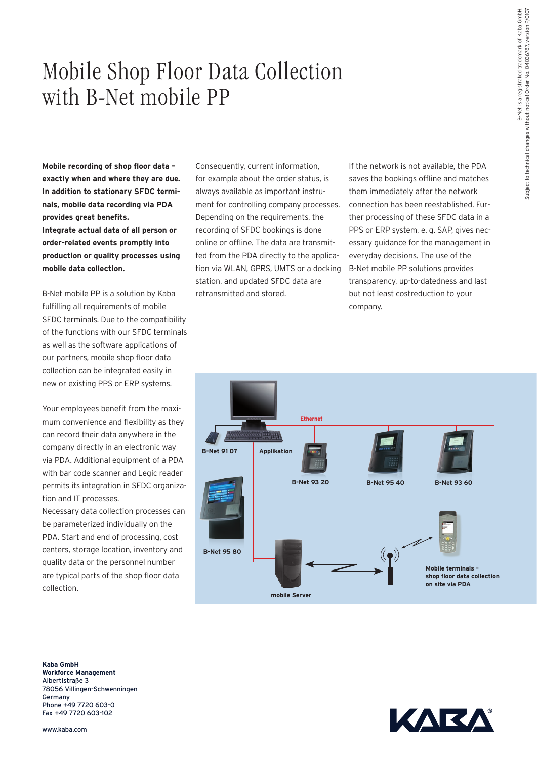# Mobile Shop Floor Data Collection with B-Net mobile PP

**Mobile recording of shop floor data – exactly when and where they are due. In addition to stationary SFDC terminals, mobile data recording via PDA provides great benefits. Integrate actual data of all person or order-related events promptly into production or quality processes using mobile data collection.**

B-Net mobile PP is a solution by Kaba fulfilling all requirements of mobile SFDC terminals. Due to the compatibility of the functions with our SFDC terminals as well as the software applications of our partners, mobile shop floor data collection can be integrated easily in new or existing PPS or ERP systems.

Your employees benefit from the maximum convenience and flexibility as they can record their data anywhere in the company directly in an electronic way via PDA. Additional equipment of a PDA with bar code scanner and Legic reader permits its integration in SFDC organization and IT processes.
Necessary data collection processes can be parameterized individually on the PDA. Start and end of processing, cost centers, storage location, inventory and quality data or the personnel number are typical parts of the shop floor data collection.

Consequently, current information, for example about the order status, is always available as important instrument for controlling company processes. Depending on the requirements, the recording of SFDC bookings is done online or offline. The data are transmitted from the PDA directly to the application via WLAN, GPRS, UMTS or a docking station, and updated SFDC data are retransmitted and stored.

If the network is not available, the PDA saves the bookings offline and matches them immediately after the network connection has been reestablished. Further processing of these SFDC data in a PPS or ERP system, e. g. SAP, gives necessary guidance for the management in everyday decisions. The use of the B-Net mobile PP solutions provides transparency, up-to-datedness and last but not least costreduction to your company.

Ethernet
B-Net 91 07
Applikation
B-Net 93 20
B-Net 95 40
B-Net 93 60
B-Net 95 80
mobile Server
Mobile terminals – shop floor data collection on site via PDA

**Kaba GmbH**
**Workforce Management**
Albertistraße 3
78056 Villingen-Schwenningen
Germany
Phone +49 7720 603-0
Fax +49 7720 603-102

www.kaba.com

B-Net is a registrated trademark of Kaba GmbH.
Subject to technical changes without notice! Order No. 04036787, version P/0107